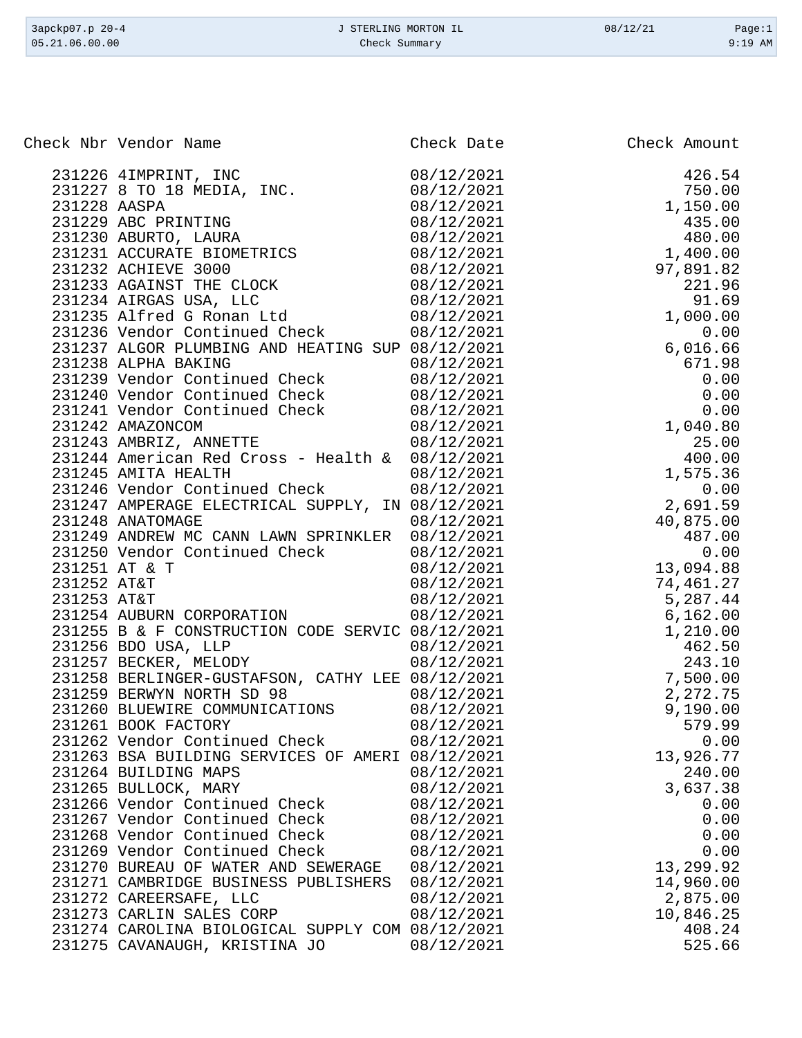| Check Nbr | Vendor Name | Check Date | Check Amount |
|---|---|---|---|
| 231226 | 4IMPRINT, INC | 08/12/2021 | 426.54 |
| 231227 | 8 TO 18 MEDIA, INC. | 08/12/2021 | 750.00 |
| 231228 | AASPA | 08/12/2021 | 1,150.00 |
| 231229 | ABC PRINTING | 08/12/2021 | 435.00 |
| 231230 | ABURTO, LAURA | 08/12/2021 | 480.00 |
| 231231 | ACCURATE BIOMETRICS | 08/12/2021 | 1,400.00 |
| 231232 | ACHIEVE 3000 | 08/12/2021 | 97,891.82 |
| 231233 | AGAINST THE CLOCK | 08/12/2021 | 221.96 |
| 231234 | AIRGAS USA, LLC | 08/12/2021 | 91.69 |
| 231235 | Alfred G Ronan Ltd | 08/12/2021 | 1,000.00 |
| 231236 | Vendor Continued Check | 08/12/2021 | 0.00 |
| 231237 | ALGOR PLUMBING AND HEATING SUP | 08/12/2021 | 6,016.66 |
| 231238 | ALPHA BAKING | 08/12/2021 | 671.98 |
| 231239 | Vendor Continued Check | 08/12/2021 | 0.00 |
| 231240 | Vendor Continued Check | 08/12/2021 | 0.00 |
| 231241 | Vendor Continued Check | 08/12/2021 | 0.00 |
| 231242 | AMAZONCOM | 08/12/2021 | 1,040.80 |
| 231243 | AMBRIZ, ANNETTE | 08/12/2021 | 25.00 |
| 231244 | American Red Cross - Health & | 08/12/2021 | 400.00 |
| 231245 | AMITA HEALTH | 08/12/2021 | 1,575.36 |
| 231246 | Vendor Continued Check | 08/12/2021 | 0.00 |
| 231247 | AMPERAGE ELECTRICAL SUPPLY, IN | 08/12/2021 | 2,691.59 |
| 231248 | ANATOMAGE | 08/12/2021 | 40,875.00 |
| 231249 | ANDREW MC CANN LAWN SPRINKLER | 08/12/2021 | 487.00 |
| 231250 | Vendor Continued Check | 08/12/2021 | 0.00 |
| 231251 | AT & T | 08/12/2021 | 13,094.88 |
| 231252 | AT&T | 08/12/2021 | 74,461.27 |
| 231253 | AT&T | 08/12/2021 | 5,287.44 |
| 231254 | AUBURN CORPORATION | 08/12/2021 | 6,162.00 |
| 231255 | B & F CONSTRUCTION CODE SERVIC | 08/12/2021 | 1,210.00 |
| 231256 | BDO USA, LLP | 08/12/2021 | 462.50 |
| 231257 | BECKER, MELODY | 08/12/2021 | 243.10 |
| 231258 | BERLINGER-GUSTAFSON, CATHY LEE | 08/12/2021 | 7,500.00 |
| 231259 | BERWYN NORTH SD 98 | 08/12/2021 | 2,272.75 |
| 231260 | BLUEWIRE COMMUNICATIONS | 08/12/2021 | 9,190.00 |
| 231261 | BOOK FACTORY | 08/12/2021 | 579.99 |
| 231262 | Vendor Continued Check | 08/12/2021 | 0.00 |
| 231263 | BSA BUILDING SERVICES OF AMERI | 08/12/2021 | 13,926.77 |
| 231264 | BUILDING MAPS | 08/12/2021 | 240.00 |
| 231265 | BULLOCK, MARY | 08/12/2021 | 3,637.38 |
| 231266 | Vendor Continued Check | 08/12/2021 | 0.00 |
| 231267 | Vendor Continued Check | 08/12/2021 | 0.00 |
| 231268 | Vendor Continued Check | 08/12/2021 | 0.00 |
| 231269 | Vendor Continued Check | 08/12/2021 | 0.00 |
| 231270 | BUREAU OF WATER AND SEWERAGE | 08/12/2021 | 13,299.92 |
| 231271 | CAMBRIDGE BUSINESS PUBLISHERS | 08/12/2021 | 14,960.00 |
| 231272 | CAREERSAFE, LLC | 08/12/2021 | 2,875.00 |
| 231273 | CARLIN SALES CORP | 08/12/2021 | 10,846.25 |
| 231274 | CAROLINA BIOLOGICAL SUPPLY COM | 08/12/2021 | 408.24 |
| 231275 | CAVANAUGH, KRISTINA JO | 08/12/2021 | 525.66 |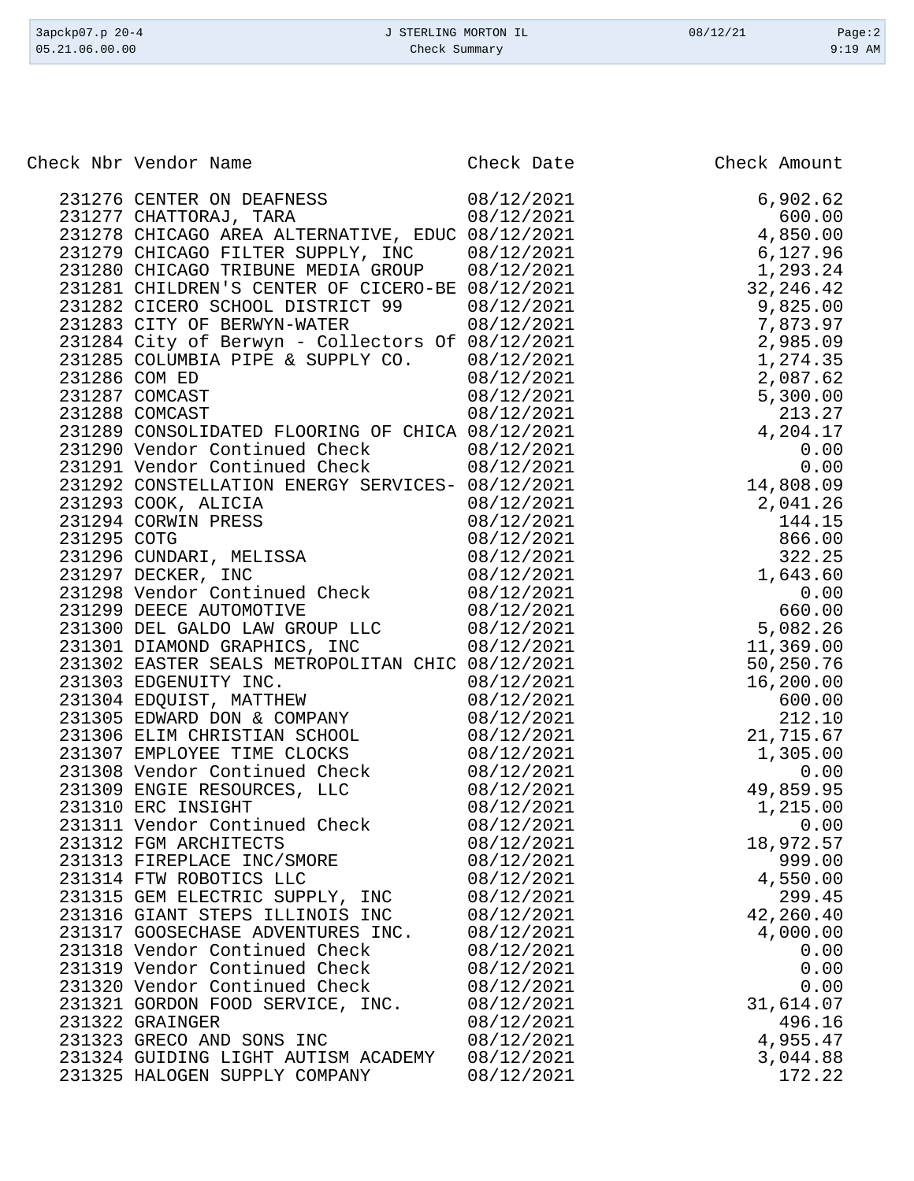| Check Nbr | Vendor Name | Check Date | Check Amount |
|---|---|---|---|
| 231276 | CENTER ON DEAFNESS | 08/12/2021 | 6,902.62 |
| 231277 | CHATTORAJ, TARA | 08/12/2021 | 600.00 |
| 231278 | CHICAGO AREA ALTERNATIVE, EDUC | 08/12/2021 | 4,850.00 |
| 231279 | CHICAGO FILTER SUPPLY, INC | 08/12/2021 | 6,127.96 |
| 231280 | CHICAGO TRIBUNE MEDIA GROUP | 08/12/2021 | 1,293.24 |
| 231281 | CHILDREN'S CENTER OF CICERO-BE | 08/12/2021 | 32,246.42 |
| 231282 | CICERO SCHOOL DISTRICT 99 | 08/12/2021 | 9,825.00 |
| 231283 | CITY OF BERWYN-WATER | 08/12/2021 | 7,873.97 |
| 231284 | City of Berwyn - Collectors Of | 08/12/2021 | 2,985.09 |
| 231285 | COLUMBIA PIPE & SUPPLY CO. | 08/12/2021 | 1,274.35 |
| 231286 | COM ED | 08/12/2021 | 2,087.62 |
| 231287 | COMCAST | 08/12/2021 | 5,300.00 |
| 231288 | COMCAST | 08/12/2021 | 213.27 |
| 231289 | CONSOLIDATED FLOORING OF CHICA | 08/12/2021 | 4,204.17 |
| 231290 | Vendor Continued Check | 08/12/2021 | 0.00 |
| 231291 | Vendor Continued Check | 08/12/2021 | 0.00 |
| 231292 | CONSTELLATION ENERGY SERVICES- | 08/12/2021 | 14,808.09 |
| 231293 | COOK, ALICIA | 08/12/2021 | 2,041.26 |
| 231294 | CORWIN PRESS | 08/12/2021 | 144.15 |
| 231295 | COTG | 08/12/2021 | 866.00 |
| 231296 | CUNDARI, MELISSA | 08/12/2021 | 322.25 |
| 231297 | DECKER, INC | 08/12/2021 | 1,643.60 |
| 231298 | Vendor Continued Check | 08/12/2021 | 0.00 |
| 231299 | DEECE AUTOMOTIVE | 08/12/2021 | 660.00 |
| 231300 | DEL GALDO LAW GROUP LLC | 08/12/2021 | 5,082.26 |
| 231301 | DIAMOND GRAPHICS, INC | 08/12/2021 | 11,369.00 |
| 231302 | EASTER SEALS METROPOLITAN CHIC | 08/12/2021 | 50,250.76 |
| 231303 | EDGENUITY INC. | 08/12/2021 | 16,200.00 |
| 231304 | EDQUIST, MATTHEW | 08/12/2021 | 600.00 |
| 231305 | EDWARD DON & COMPANY | 08/12/2021 | 212.10 |
| 231306 | ELIM CHRISTIAN SCHOOL | 08/12/2021 | 21,715.67 |
| 231307 | EMPLOYEE TIME CLOCKS | 08/12/2021 | 1,305.00 |
| 231308 | Vendor Continued Check | 08/12/2021 | 0.00 |
| 231309 | ENGIE RESOURCES, LLC | 08/12/2021 | 49,859.95 |
| 231310 | ERC INSIGHT | 08/12/2021 | 1,215.00 |
| 231311 | Vendor Continued Check | 08/12/2021 | 0.00 |
| 231312 | FGM ARCHITECTS | 08/12/2021 | 18,972.57 |
| 231313 | FIREPLACE INC/SMORE | 08/12/2021 | 999.00 |
| 231314 | FTW ROBOTICS LLC | 08/12/2021 | 4,550.00 |
| 231315 | GEM ELECTRIC SUPPLY, INC | 08/12/2021 | 299.45 |
| 231316 | GIANT STEPS ILLINOIS INC | 08/12/2021 | 42,260.40 |
| 231317 | GOOSECHASE ADVENTURES INC. | 08/12/2021 | 4,000.00 |
| 231318 | Vendor Continued Check | 08/12/2021 | 0.00 |
| 231319 | Vendor Continued Check | 08/12/2021 | 0.00 |
| 231320 | Vendor Continued Check | 08/12/2021 | 0.00 |
| 231321 | GORDON FOOD SERVICE, INC. | 08/12/2021 | 31,614.07 |
| 231322 | GRAINGER | 08/12/2021 | 496.16 |
| 231323 | GRECO AND SONS INC | 08/12/2021 | 4,955.47 |
| 231324 | GUIDING LIGHT AUTISM ACADEMY | 08/12/2021 | 3,044.88 |
| 231325 | HALOGEN SUPPLY COMPANY | 08/12/2021 | 172.22 |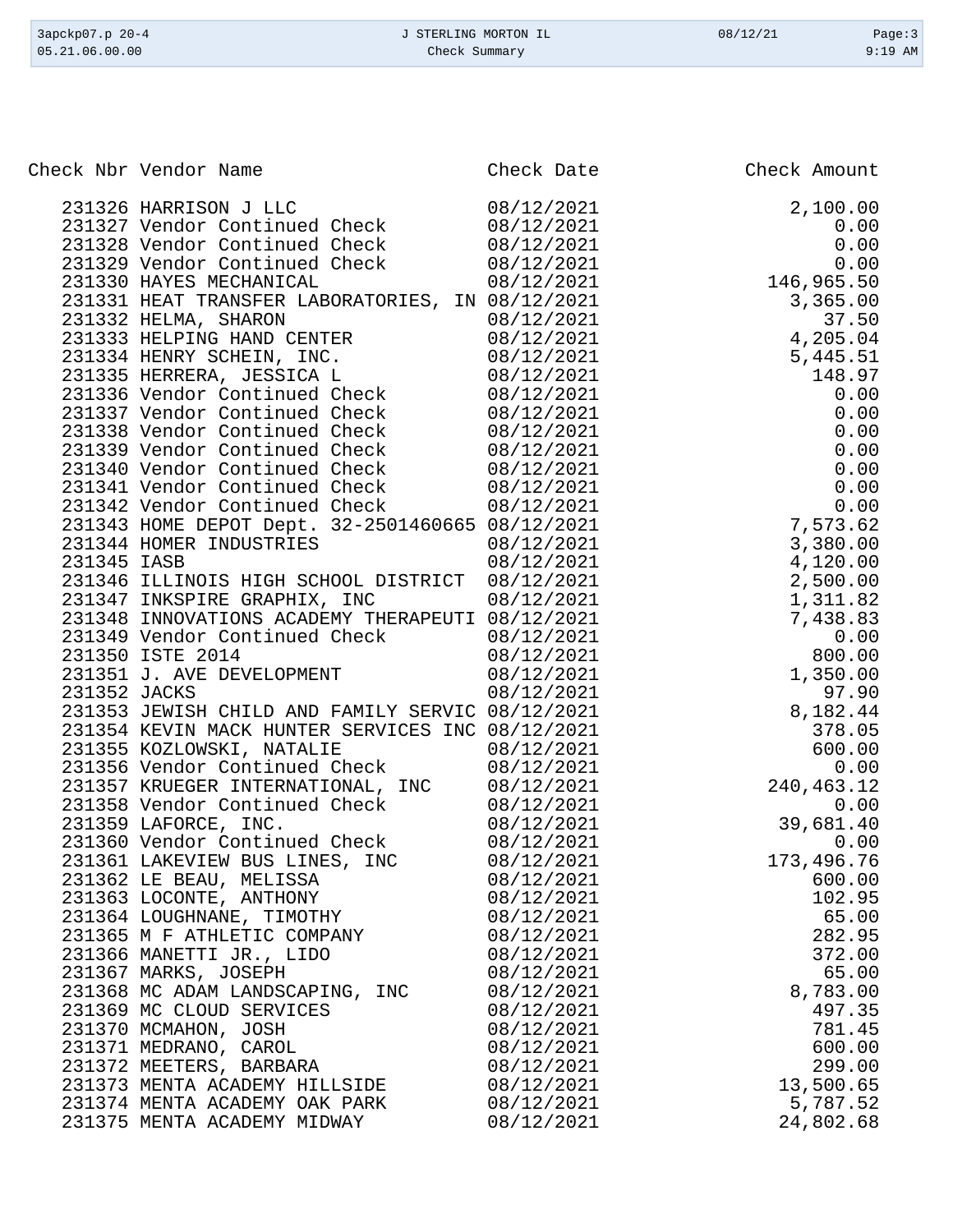| Check Nbr | Vendor Name | Check Date | Check Amount |
|---|---|---|---|
| 231326 | HARRISON J LLC | 08/12/2021 | 2,100.00 |
| 231327 | Vendor Continued Check | 08/12/2021 | 0.00 |
| 231328 | Vendor Continued Check | 08/12/2021 | 0.00 |
| 231329 | Vendor Continued Check | 08/12/2021 | 0.00 |
| 231330 | HAYES MECHANICAL | 08/12/2021 | 146,965.50 |
| 231331 | HEAT TRANSFER LABORATORIES, IN | 08/12/2021 | 3,365.00 |
| 231332 | HELMA, SHARON | 08/12/2021 | 37.50 |
| 231333 | HELPING HAND CENTER | 08/12/2021 | 4,205.04 |
| 231334 | HENRY SCHEIN, INC. | 08/12/2021 | 5,445.51 |
| 231335 | HERRERA, JESSICA L | 08/12/2021 | 148.97 |
| 231336 | Vendor Continued Check | 08/12/2021 | 0.00 |
| 231337 | Vendor Continued Check | 08/12/2021 | 0.00 |
| 231338 | Vendor Continued Check | 08/12/2021 | 0.00 |
| 231339 | Vendor Continued Check | 08/12/2021 | 0.00 |
| 231340 | Vendor Continued Check | 08/12/2021 | 0.00 |
| 231341 | Vendor Continued Check | 08/12/2021 | 0.00 |
| 231342 | Vendor Continued Check | 08/12/2021 | 0.00 |
| 231343 | HOME DEPOT Dept. 32-2501460665 | 08/12/2021 | 7,573.62 |
| 231344 | HOMER INDUSTRIES | 08/12/2021 | 3,380.00 |
| 231345 | IASB | 08/12/2021 | 4,120.00 |
| 231346 | ILLINOIS HIGH SCHOOL DISTRICT | 08/12/2021 | 2,500.00 |
| 231347 | INKSPIRE GRAPHIX, INC | 08/12/2021 | 1,311.82 |
| 231348 | INNOVATIONS ACADEMY THERAPEUTI | 08/12/2021 | 7,438.83 |
| 231349 | Vendor Continued Check | 08/12/2021 | 0.00 |
| 231350 | ISTE 2014 | 08/12/2021 | 800.00 |
| 231351 | J. AVE DEVELOPMENT | 08/12/2021 | 1,350.00 |
| 231352 | JACKS | 08/12/2021 | 97.90 |
| 231353 | JEWISH CHILD AND FAMILY SERVIC | 08/12/2021 | 8,182.44 |
| 231354 | KEVIN MACK HUNTER SERVICES INC | 08/12/2021 | 378.05 |
| 231355 | KOZLOWSKI, NATALIE | 08/12/2021 | 600.00 |
| 231356 | Vendor Continued Check | 08/12/2021 | 0.00 |
| 231357 | KRUEGER INTERNATIONAL, INC | 08/12/2021 | 240,463.12 |
| 231358 | Vendor Continued Check | 08/12/2021 | 0.00 |
| 231359 | LAFORCE, INC. | 08/12/2021 | 39,681.40 |
| 231360 | Vendor Continued Check | 08/12/2021 | 0.00 |
| 231361 | LAKEVIEW BUS LINES, INC | 08/12/2021 | 173,496.76 |
| 231362 | LE BEAU, MELISSA | 08/12/2021 | 600.00 |
| 231363 | LOCONTE, ANTHONY | 08/12/2021 | 102.95 |
| 231364 | LOUGHNANE, TIMOTHY | 08/12/2021 | 65.00 |
| 231365 | M F ATHLETIC COMPANY | 08/12/2021 | 282.95 |
| 231366 | MANETTI JR., LIDO | 08/12/2021 | 372.00 |
| 231367 | MARKS, JOSEPH | 08/12/2021 | 65.00 |
| 231368 | MC ADAM LANDSCAPING, INC | 08/12/2021 | 8,783.00 |
| 231369 | MC CLOUD SERVICES | 08/12/2021 | 497.35 |
| 231370 | MCMAHON, JOSH | 08/12/2021 | 781.45 |
| 231371 | MEDRANO, CAROL | 08/12/2021 | 600.00 |
| 231372 | MEETERS, BARBARA | 08/12/2021 | 299.00 |
| 231373 | MENTA ACADEMY HILLSIDE | 08/12/2021 | 13,500.65 |
| 231374 | MENTA ACADEMY OAK PARK | 08/12/2021 | 5,787.52 |
| 231375 | MENTA ACADEMY MIDWAY | 08/12/2021 | 24,802.68 |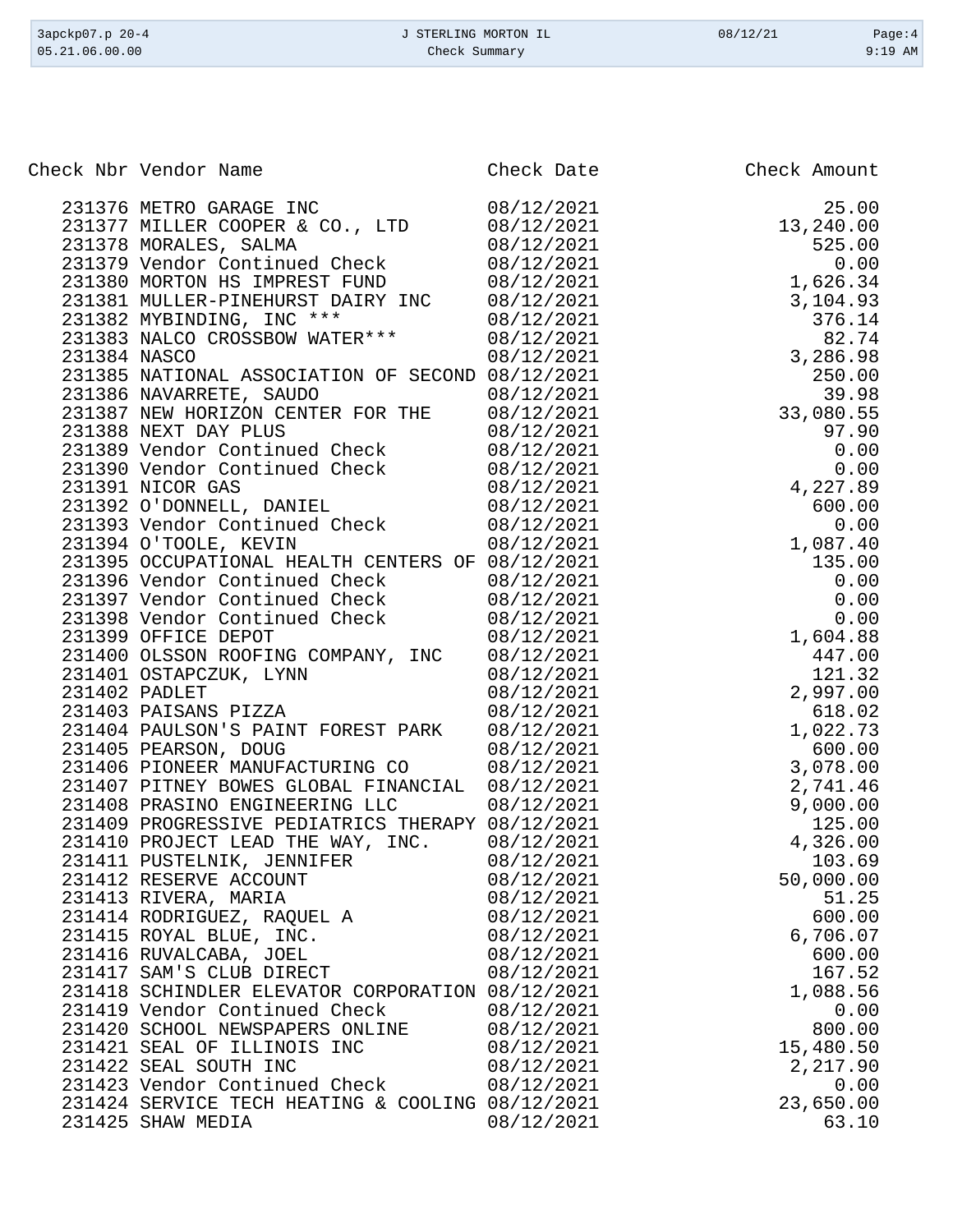| Check Nbr | Vendor Name | Check Date | Check Amount |
|---|---|---|---|
| 231376 | METRO GARAGE INC | 08/12/2021 | 25.00 |
| 231377 | MILLER COOPER & CO., LTD | 08/12/2021 | 13,240.00 |
| 231378 | MORALES, SALMA | 08/12/2021 | 525.00 |
| 231379 | Vendor Continued Check | 08/12/2021 | 0.00 |
| 231380 | MORTON HS IMPREST FUND | 08/12/2021 | 1,626.34 |
| 231381 | MULLER-PINEHURST DAIRY INC | 08/12/2021 | 3,104.93 |
| 231382 | MYBINDING, INC *** | 08/12/2021 | 376.14 |
| 231383 | NALCO CROSSBOW WATER*** | 08/12/2021 | 82.74 |
| 231384 | NASCO | 08/12/2021 | 3,286.98 |
| 231385 | NATIONAL ASSOCIATION OF SECOND | 08/12/2021 | 250.00 |
| 231386 | NAVARRETE, SAUDO | 08/12/2021 | 39.98 |
| 231387 | NEW HORIZON CENTER FOR THE | 08/12/2021 | 33,080.55 |
| 231388 | NEXT DAY PLUS | 08/12/2021 | 97.90 |
| 231389 | Vendor Continued Check | 08/12/2021 | 0.00 |
| 231390 | Vendor Continued Check | 08/12/2021 | 0.00 |
| 231391 | NICOR GAS | 08/12/2021 | 4,227.89 |
| 231392 | O'DONNELL, DANIEL | 08/12/2021 | 600.00 |
| 231393 | Vendor Continued Check | 08/12/2021 | 0.00 |
| 231394 | O'TOOLE, KEVIN | 08/12/2021 | 1,087.40 |
| 231395 | OCCUPATIONAL HEALTH CENTERS OF | 08/12/2021 | 135.00 |
| 231396 | Vendor Continued Check | 08/12/2021 | 0.00 |
| 231397 | Vendor Continued Check | 08/12/2021 | 0.00 |
| 231398 | Vendor Continued Check | 08/12/2021 | 0.00 |
| 231399 | OFFICE DEPOT | 08/12/2021 | 1,604.88 |
| 231400 | OLSSON ROOFING COMPANY, INC | 08/12/2021 | 447.00 |
| 231401 | OSTAPCZUK, LYNN | 08/12/2021 | 121.32 |
| 231402 | PADLET | 08/12/2021 | 2,997.00 |
| 231403 | PAISANS PIZZA | 08/12/2021 | 618.02 |
| 231404 | PAULSON'S PAINT FOREST PARK | 08/12/2021 | 1,022.73 |
| 231405 | PEARSON, DOUG | 08/12/2021 | 600.00 |
| 231406 | PIONEER MANUFACTURING CO | 08/12/2021 | 3,078.00 |
| 231407 | PITNEY BOWES GLOBAL FINANCIAL | 08/12/2021 | 2,741.46 |
| 231408 | PRASINO ENGINEERING LLC | 08/12/2021 | 9,000.00 |
| 231409 | PROGRESSIVE PEDIATRICS THERAPY | 08/12/2021 | 125.00 |
| 231410 | PROJECT LEAD THE WAY, INC. | 08/12/2021 | 4,326.00 |
| 231411 | PUSTELNIK, JENNIFER | 08/12/2021 | 103.69 |
| 231412 | RESERVE ACCOUNT | 08/12/2021 | 50,000.00 |
| 231413 | RIVERA, MARIA | 08/12/2021 | 51.25 |
| 231414 | RODRIGUEZ, RAQUEL A | 08/12/2021 | 600.00 |
| 231415 | ROYAL BLUE, INC. | 08/12/2021 | 6,706.07 |
| 231416 | RUVALCABA, JOEL | 08/12/2021 | 600.00 |
| 231417 | SAM'S CLUB DIRECT | 08/12/2021 | 167.52 |
| 231418 | SCHINDLER ELEVATOR CORPORATION | 08/12/2021 | 1,088.56 |
| 231419 | Vendor Continued Check | 08/12/2021 | 0.00 |
| 231420 | SCHOOL NEWSPAPERS ONLINE | 08/12/2021 | 800.00 |
| 231421 | SEAL OF ILLINOIS INC | 08/12/2021 | 15,480.50 |
| 231422 | SEAL SOUTH INC | 08/12/2021 | 2,217.90 |
| 231423 | Vendor Continued Check | 08/12/2021 | 0.00 |
| 231424 | SERVICE TECH HEATING & COOLING | 08/12/2021 | 23,650.00 |
| 231425 | SHAW MEDIA | 08/12/2021 | 63.10 |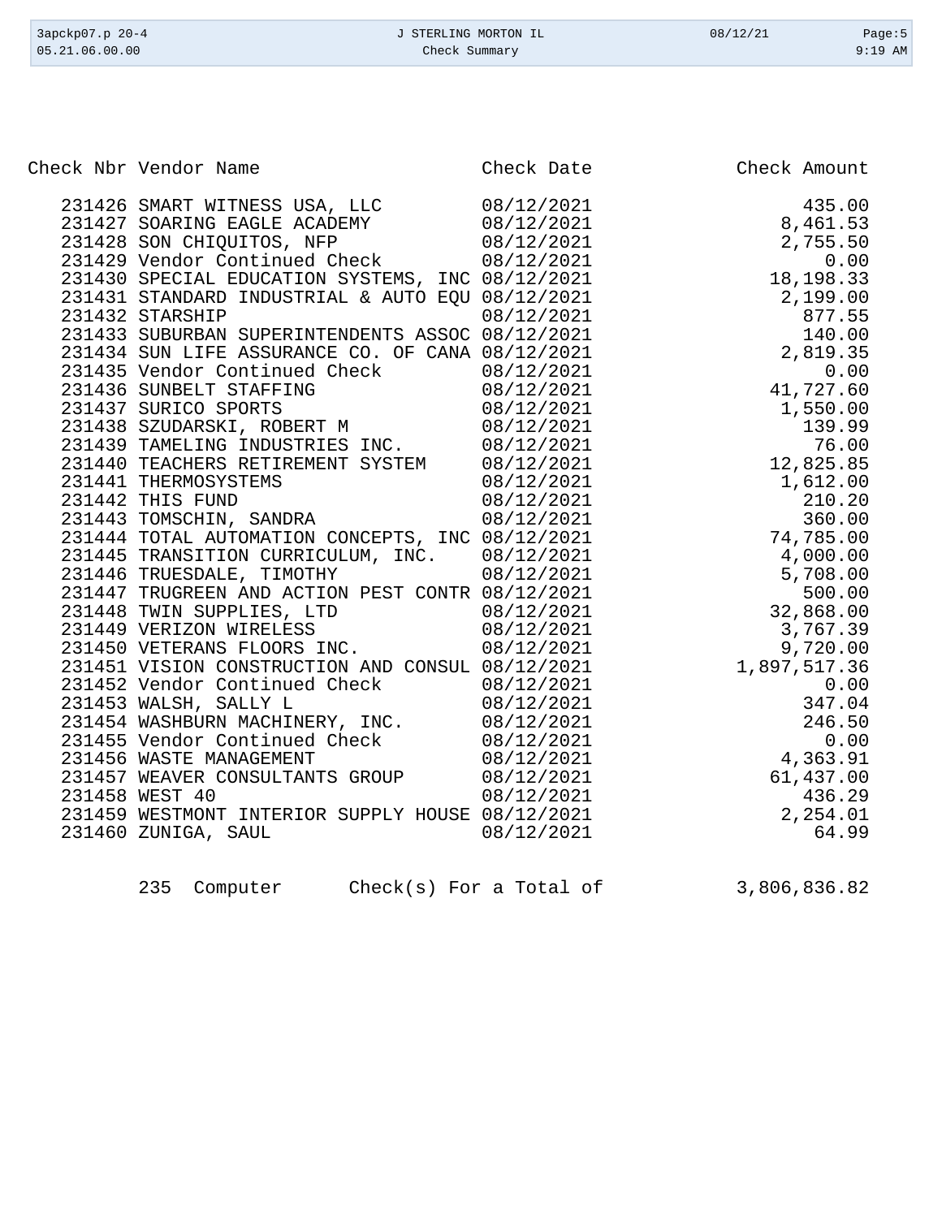| Check Nbr | Vendor Name | Check Date | Check Amount |
|---|---|---|---|
| 231426 | SMART WITNESS USA, LLC | 08/12/2021 | 435.00 |
| 231427 | SOARING EAGLE ACADEMY | 08/12/2021 | 8,461.53 |
| 231428 | SON CHIQUITOS, NFP | 08/12/2021 | 2,755.50 |
| 231429 | Vendor Continued Check | 08/12/2021 | 0.00 |
| 231430 | SPECIAL EDUCATION SYSTEMS, INC | 08/12/2021 | 18,198.33 |
| 231431 | STANDARD INDUSTRIAL & AUTO EQU | 08/12/2021 | 2,199.00 |
| 231432 | STARSHIP | 08/12/2021 | 877.55 |
| 231433 | SUBURBAN SUPERINTENDENTS ASSOC | 08/12/2021 | 140.00 |
| 231434 | SUN LIFE ASSURANCE CO. OF CANA | 08/12/2021 | 2,819.35 |
| 231435 | Vendor Continued Check | 08/12/2021 | 0.00 |
| 231436 | SUNBELT STAFFING | 08/12/2021 | 41,727.60 |
| 231437 | SURICO SPORTS | 08/12/2021 | 1,550.00 |
| 231438 | SZUDARSKI, ROBERT M | 08/12/2021 | 139.99 |
| 231439 | TAMELING INDUSTRIES INC. | 08/12/2021 | 76.00 |
| 231440 | TEACHERS RETIREMENT SYSTEM | 08/12/2021 | 12,825.85 |
| 231441 | THERMOSYSTEMS | 08/12/2021 | 1,612.00 |
| 231442 | THIS FUND | 08/12/2021 | 210.20 |
| 231443 | TOMSCHIN, SANDRA | 08/12/2021 | 360.00 |
| 231444 | TOTAL AUTOMATION CONCEPTS, INC | 08/12/2021 | 74,785.00 |
| 231445 | TRANSITION CURRICULUM, INC. | 08/12/2021 | 4,000.00 |
| 231446 | TRUESDALE, TIMOTHY | 08/12/2021 | 5,708.00 |
| 231447 | TRUGREEN AND ACTION PEST CONTR | 08/12/2021 | 500.00 |
| 231448 | TWIN SUPPLIES, LTD | 08/12/2021 | 32,868.00 |
| 231449 | VERIZON WIRELESS | 08/12/2021 | 3,767.39 |
| 231450 | VETERANS FLOORS INC. | 08/12/2021 | 9,720.00 |
| 231451 | VISION CONSTRUCTION AND CONSUL | 08/12/2021 | 1,897,517.36 |
| 231452 | Vendor Continued Check | 08/12/2021 | 0.00 |
| 231453 | WALSH, SALLY L | 08/12/2021 | 347.04 |
| 231454 | WASHBURN MACHINERY, INC. | 08/12/2021 | 246.50 |
| 231455 | Vendor Continued Check | 08/12/2021 | 0.00 |
| 231456 | WASTE MANAGEMENT | 08/12/2021 | 4,363.91 |
| 231457 | WEAVER CONSULTANTS GROUP | 08/12/2021 | 61,437.00 |
| 231458 | WEST 40 | 08/12/2021 | 436.29 |
| 231459 | WESTMONT INTERIOR SUPPLY HOUSE | 08/12/2021 | 2,254.01 |
| 231460 | ZUNIGA, SAUL | 08/12/2021 | 64.99 |

235 Computer Check(s) For a Total of 3,806,836.82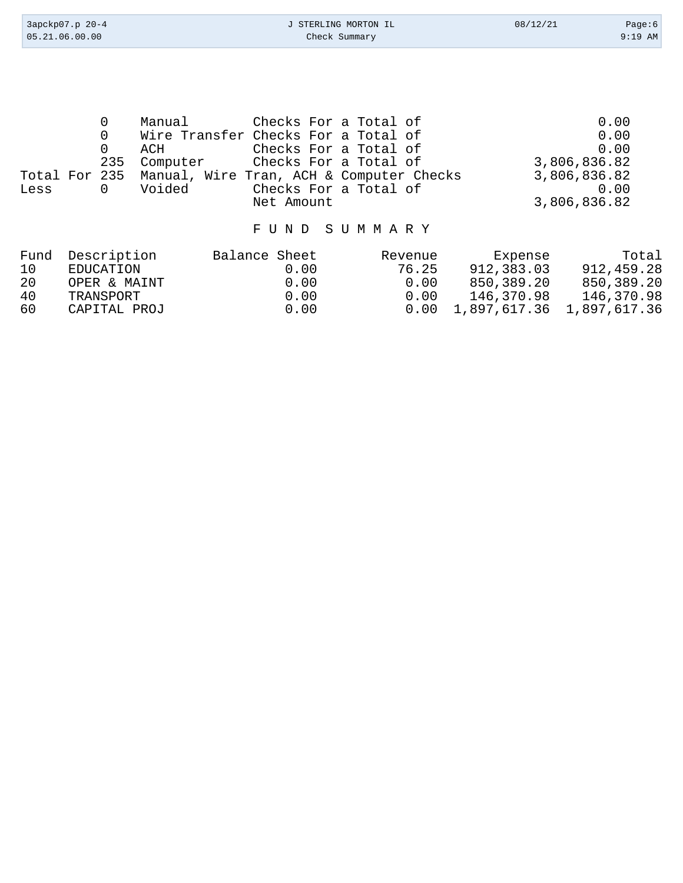| | | | |
|---|---|---|---|
| 0 | Manual | Checks For a Total of | 0.00 |
| 0 | Wire Transfer | Checks For a Total of | 0.00 |
| 0 | ACH | Checks For a Total of | 0.00 |
| 235 | Computer | Checks For a Total of | 3,806,836.82 |
| Total For 235 | Manual, Wire Tran, ACH & Computer Checks | | 3,806,836.82 |
| Less 0 | Voided | Checks For a Total of | 0.00 |
| | | Net Amount | 3,806,836.82 |

## F U N D S U M M A R Y

| Fund | Description | Balance Sheet | Revenue | Expense | Total |
|---|---|---|---|---|---|
| 10 | EDUCATION | 0.00 | 76.25 | 912,383.03 | 912,459.28 |
| 20 | OPER & MAINT | 0.00 | 0.00 | 850,389.20 | 850,389.20 |
| 40 | TRANSPORT | 0.00 | 0.00 | 146,370.98 | 146,370.98 |
| 60 | CAPITAL PROJ | 0.00 | 0.00 | 1,897,617.36 | 1,897,617.36 |